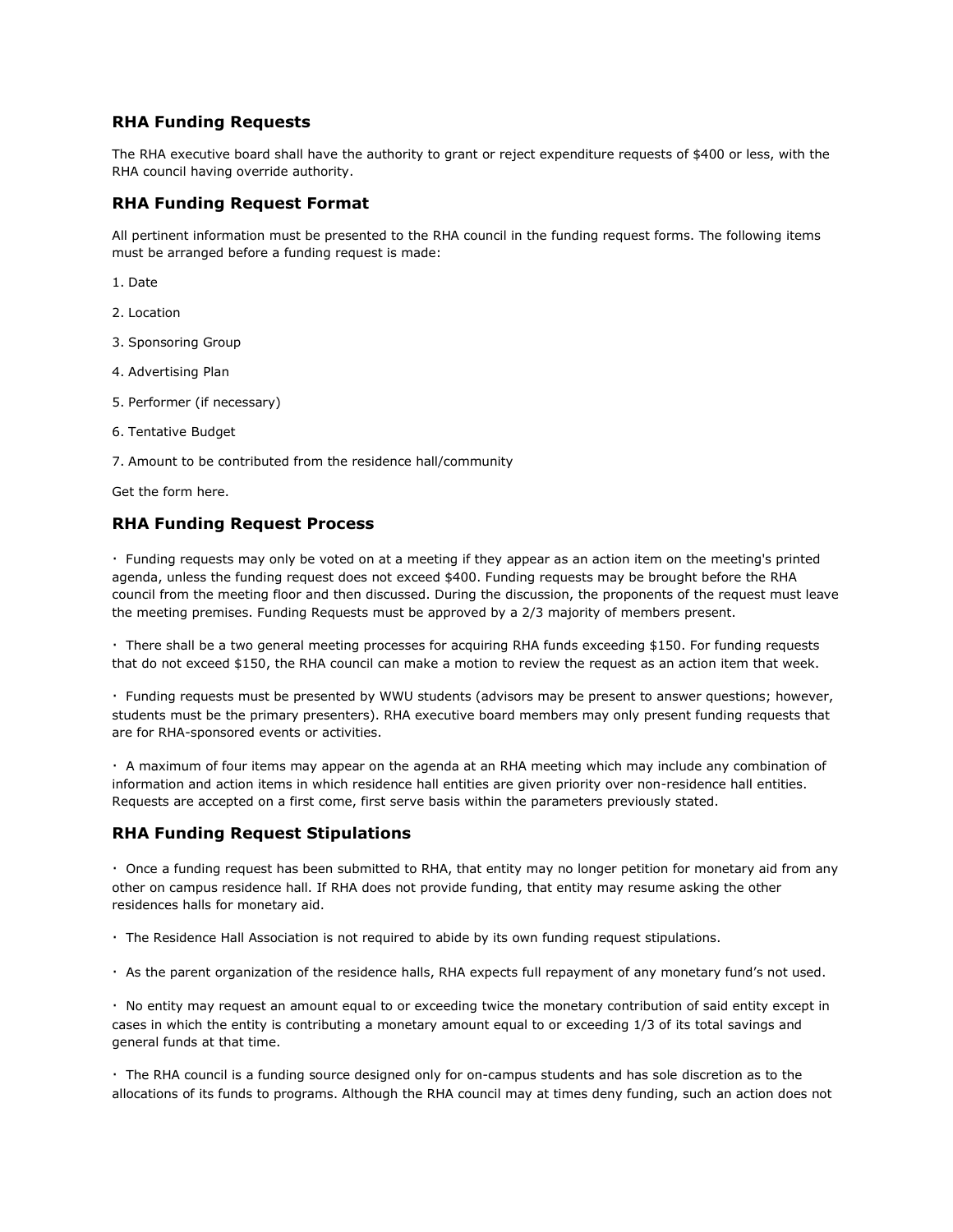## RHA Funding Requests

The RHA executive board shall have the authority to grant or reject expenditure requests of $400 or less, with the RHA council having override authority.

## RHA Funding Request Format

All pertinent information must be presented to the RHA council in the funding request forms. The following items must be arranged before a funding request is made:

1. Date

2. Location

3. Sponsoring Group

4. Advertising Plan

5. Performer (if necessary)

6. Tentative Budget

7. Amount to be contributed from the residence hall/community

Get the form here.

## RHA Funding Request Process

· Funding requests may only be voted on at a meeting if they appear as an action item on the meeting's printed agenda, unless the funding request does not exceed $400. Funding requests may be brought before the RHA council from the meeting floor and then discussed. During the discussion, the proponents of the request must leave the meeting premises. Funding Requests must be approved by a 2/3 majority of members present.

· There shall be a two general meeting processes for acquiring RHA funds exceeding $150. For funding requests that do not exceed $150, the RHA council can make a motion to review the request as an action item that week.

· Funding requests must be presented by WWU students (advisors may be present to answer questions; however, students must be the primary presenters). RHA executive board members may only present funding requests that are for RHA-sponsored events or activities.

· A maximum of four items may appear on the agenda at an RHA meeting which may include any combination of information and action items in which residence hall entities are given priority over non-residence hall entities. Requests are accepted on a first come, first serve basis within the parameters previously stated.

## RHA Funding Request Stipulations

· Once a funding request has been submitted to RHA, that entity may no longer petition for monetary aid from any other on campus residence hall. If RHA does not provide funding, that entity may resume asking the other residences halls for monetary aid.

· The Residence Hall Association is not required to abide by its own funding request stipulations.

· As the parent organization of the residence halls, RHA expects full repayment of any monetary fund's not used.

· No entity may request an amount equal to or exceeding twice the monetary contribution of said entity except in cases in which the entity is contributing a monetary amount equal to or exceeding 1/3 of its total savings and general funds at that time.

· The RHA council is a funding source designed only for on-campus students and has sole discretion as to the allocations of its funds to programs. Although the RHA council may at times deny funding, such an action does not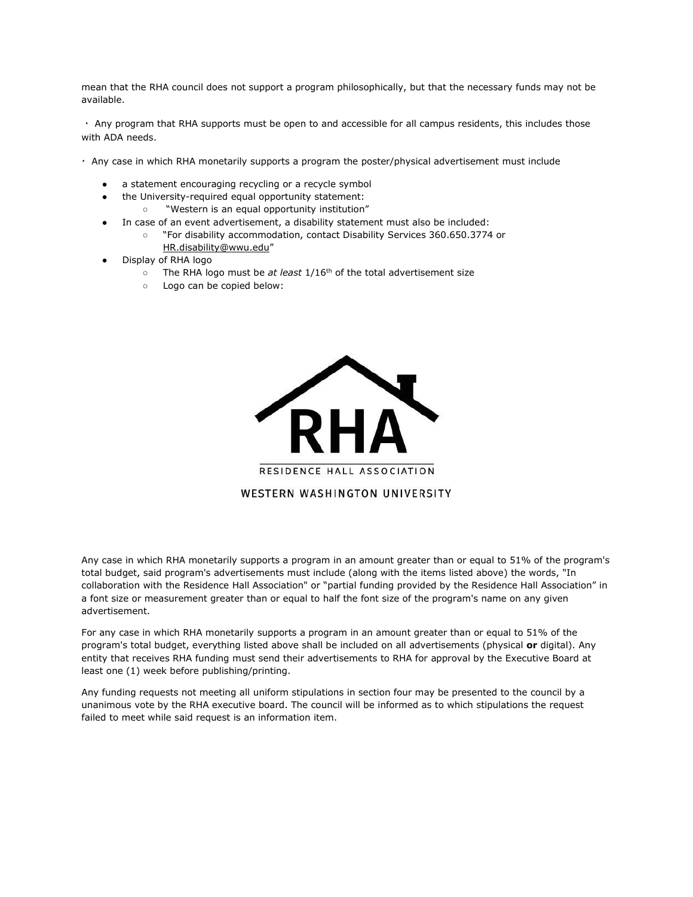mean that the RHA council does not support a program philosophically, but that the necessary funds may not be available.

· Any program that RHA supports must be open to and accessible for all campus residents, this includes those with ADA needs.

· Any case in which RHA monetarily supports a program the poster/physical advertisement must include

- a statement encouraging recycling or a recycle symbol
- the University-required equal opportunity statement:
  - "Western is an equal opportunity institution"
- In case of an event advertisement, a disability statement must also be included:
  - "For disability accommodation, contact Disability Services 360.650.3774 or HR.disability@wwu.edu"
- Display of RHA logo
  - The RHA logo must be *at least* 1/16th of the total advertisement size
  - Logo can be copied below:

RHA

RESIDENCE HALL ASSOCIATION

WESTERN WASHINGTON UNIVERSITY

Any case in which RHA monetarily supports a program in an amount greater than or equal to 51% of the program's total budget, said program's advertisements must include (along with the items listed above) the words, "In collaboration with the Residence Hall Association" or "partial funding provided by the Residence Hall Association" in a font size or measurement greater than or equal to half the font size of the program's name on any given advertisement.

For any case in which RHA monetarily supports a program in an amount greater than or equal to 51% of the program's total budget, everything listed above shall be included on all advertisements (physical **or** digital). Any entity that receives RHA funding must send their advertisements to RHA for approval by the Executive Board at least one (1) week before publishing/printing.

Any funding requests not meeting all uniform stipulations in section four may be presented to the council by a unanimous vote by the RHA executive board. The council will be informed as to which stipulations the request failed to meet while said request is an information item.